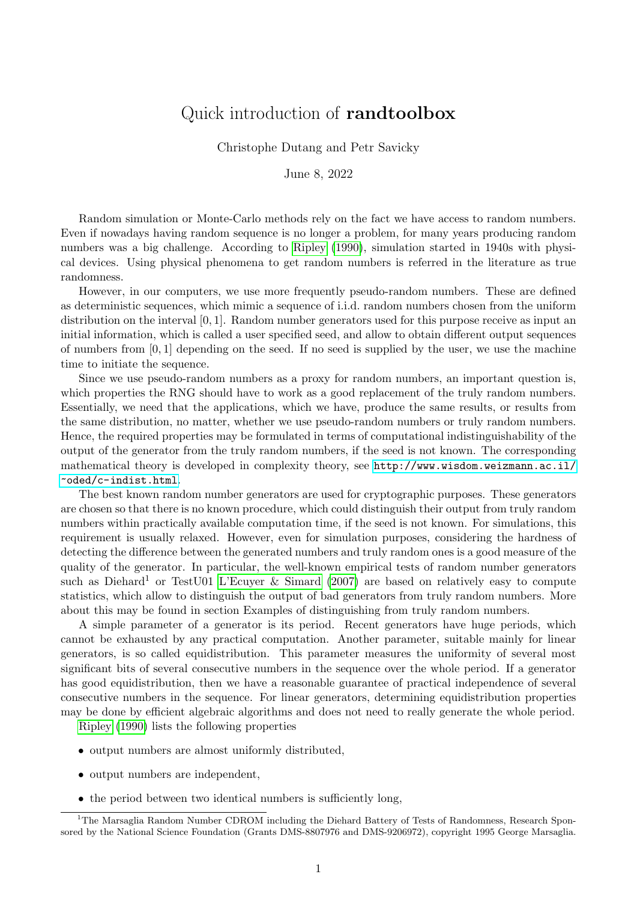# Quick introduction of **randtoolbox**

Christophe Dutang and Petr Savicky

June 8, 2022

Random simulation or Monte-Carlo methods rely on the fact we have access to random numbers. Even if nowadays having random sequence is no longer a problem, for many years producing random numbers was a big challenge. According to Ripley (1990), simulation started in 1940s with physical devices. Using physical phenomena to get random numbers is referred in the literature as true randomness.

However, in our computers, we use more frequently pseudo-random numbers. These are defined as deterministic sequences, which mimic a sequence of i.i.d. random numbers chosen from the uniform distribution on the interval $[0, 1]$. Random number generators used for this purpose receive as input an initial information, which is called a user specified seed, and allow to obtain different output sequences of numbers from $[0, 1]$ depending on the seed. If no seed is supplied by the user, we use the machine time to initiate the sequence.

Since we use pseudo-random numbers as a proxy for random numbers, an important question is, which properties the RNG should have to work as a good replacement of the truly random numbers. Essentially, we need that the applications, which we have, produce the same results, or results from the same distribution, no matter, whether we use pseudo-random numbers or truly random numbers. Hence, the required properties may be formulated in terms of computational indistinguishability of the output of the generator from the truly random numbers, if the seed is not known. The corresponding mathematical theory is developed in complexity theory, see http://www.wisdom.weizmann.ac.il/~oded/c-indist.html.

The best known random number generators are used for cryptographic purposes. These generators are chosen so that there is no known procedure, which could distinguish their output from truly random numbers within practically available computation time, if the seed is not known. For simulations, this requirement is usually relaxed. However, even for simulation purposes, considering the hardness of detecting the difference between the generated numbers and truly random ones is a good measure of the quality of the generator. In particular, the well-known empirical tests of random number generators such as Diehard[1] or TestU01 L'Ecuyer & Simard (2007) are based on relatively easy to compute statistics, which allow to distinguish the output of bad generators from truly random numbers. More about this may be found in section Examples of distinguishing from truly random numbers.

A simple parameter of a generator is its period. Recent generators have huge periods, which cannot be exhausted by any practical computation. Another parameter, suitable mainly for linear generators, is so called equidistribution. This parameter measures the uniformity of several most significant bits of several consecutive numbers in the sequence over the whole period. If a generator has good equidistribution, then we have a reasonable guarantee of practical independence of several consecutive numbers in the sequence. For linear generators, determining equidistribution properties may be done by efficient algebraic algorithms and does not need to really generate the whole period.

Ripley (1990) lists the following properties

- output numbers are almost uniformly distributed,
- output numbers are independent,
- the period between two identical numbers is sufficiently long,

[1] The Marsaglia Random Number CDROM including the Diehard Battery of Tests of Randomness, Research Sponsored by the National Science Foundation (Grants DMS-8807976 and DMS-9206972), copyright 1995 George Marsaglia.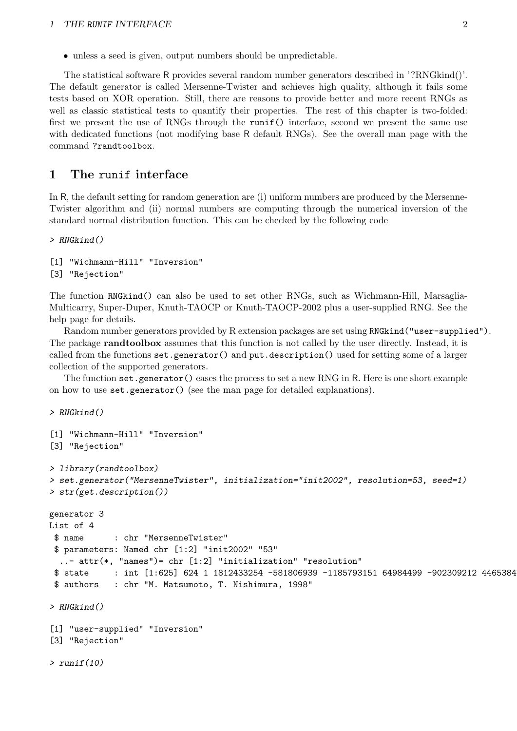- unless a seed is given, output numbers should be unpredictable.

The statistical software R provides several random number generators described in '?RNGkind()'. The default generator is called Mersenne-Twister and achieves high quality, although it fails some tests based on XOR operation. Still, there are reasons to provide better and more recent RNGs as well as classic statistical tests to quantify their properties. The rest of this chapter is two-folded: first we present the use of RNGs through the `runif()` interface, second we present the same use with dedicated functions (not modifying base R default RNGs). See the overall man page with the command `?randtoolbox`.

# 1 The runif interface

In R, the default setting for random generation are (i) uniform numbers are produced by the Mersenne-Twister algorithm and (ii) normal numbers are computing through the numerical inversion of the standard normal distribution function. This can be checked by the following code

```
> RNGkind()

[1] "Wichmann-Hill" "Inversion"
[3] "Rejection"
```

The function `RNGkind()` can also be used to set other RNGs, such as Wichmann-Hill, Marsaglia-Multicarry, Super-Duper, Knuth-TAOCP or Knuth-TAOCP-2002 plus a user-supplied RNG. See the help page for details.

Random number generators provided by R extension packages are set using `RNGkind("user-supplied")`. The package **randtoolbox** assumes that this function is not called by the user directly. Instead, it is called from the functions `set.generator()` and `put.description()` used for setting some of a larger collection of the supported generators.

The function `set.generator()` eases the process to set a new RNG in R. Here is one short example on how to use `set.generator()` (see the man page for detailed explanations).

```
> RNGkind()

[1] "Wichmann-Hill" "Inversion"
[3] "Rejection"

> library(randtoolbox)
> set.generator("MersenneTwister", initialization="init2002", resolution=53, seed=1)
> str(get.description())

generator 3
List of 4
 $ name      : chr "MersenneTwister"
 $ parameters: Named chr [1:2] "init2002" "53"
  ..- attr(*, "names")= chr [1:2] "initialization" "resolution"
 $ state     : int [1:625] 624 1 1812433254 -581806939 -1185793151 64984499 -902309212 4465384
 $ authors   : chr "M. Matsumoto, T. Nishimura, 1998"

> RNGkind()

[1] "user-supplied" "Inversion"
[3] "Rejection"

> runif(10)
```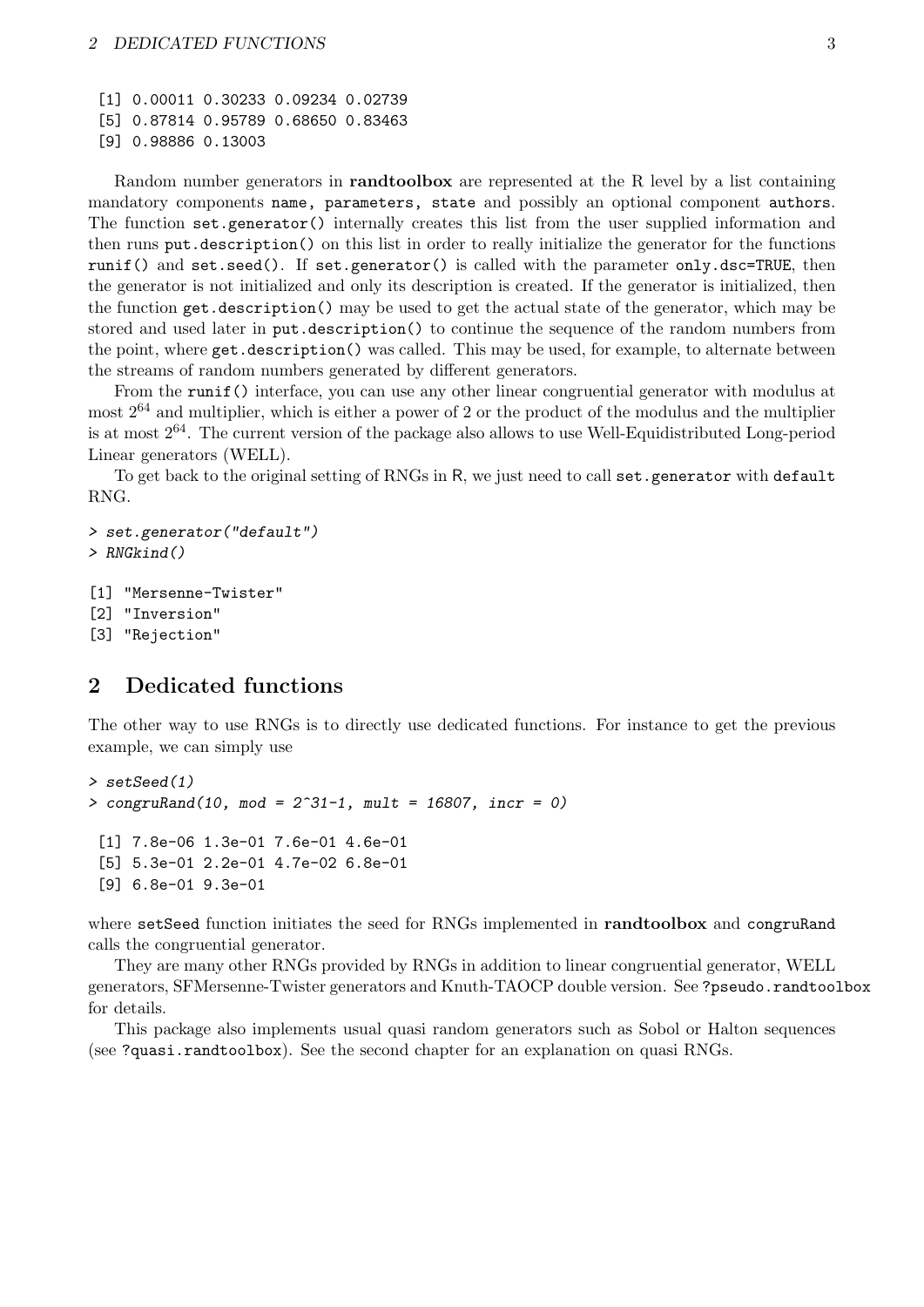```
 [1] 0.00011 0.30233 0.09234 0.02739
 [5] 0.87814 0.95789 0.68650 0.83463
 [9] 0.98886 0.13003
```

Random number generators in **randtoolbox** are represented at the R level by a list containing mandatory components `name, parameters, state` and possibly an optional component `authors`. The function `set.generator()` internally creates this list from the user supplied information and then runs `put.description()` on this list in order to really initialize the generator for the functions `runif()` and `set.seed()`. If `set.generator()` is called with the parameter `only.dsc=TRUE`, then the generator is not initialized and only its description is created. If the generator is initialized, then the function `get.description()` may be used to get the actual state of the generator, which may be stored and used later in `put.description()` to continue the sequence of the random numbers from the point, where `get.description()` was called. This may be used, for example, to alternate between the streams of random numbers generated by different generators.

From the `runif()` interface, you can use any other linear congruential generator with modulus at most $2^{64}$ and multiplier, which is either a power of 2 or the product of the modulus and the multiplier is at most $2^{64}$. The current version of the package also allows to use Well-Equidistributed Long-period Linear generators (WELL).

To get back to the original setting of RNGs in R, we just need to call `set.generator` with `default` RNG.

```
> set.generator("default")
> RNGkind()

[1] "Mersenne-Twister"
[2] "Inversion"
[3] "Rejection"
```

## 2 Dedicated functions

The other way to use RNGs is to directly use dedicated functions. For instance to get the previous example, we can simply use

```
> setSeed(1)
> congruRand(10, mod = 2^31-1, mult = 16807, incr = 0)

 [1] 7.8e-06 1.3e-01 7.6e-01 4.6e-01
 [5] 5.3e-01 2.2e-01 4.7e-02 6.8e-01
 [9] 6.8e-01 9.3e-01
```

where `setSeed` function initiates the seed for RNGs implemented in **randtoolbox** and `congruRand` calls the congruential generator.

They are many other RNGs provided by RNGs in addition to linear congruential generator, WELL generators, SFMersenne-Twister generators and Knuth-TAOCP double version. See `?pseudo.randtoolbox` for details.

This package also implements usual quasi random generators such as Sobol or Halton sequences (see `?quasi.randtoolbox`). See the second chapter for an explanation on quasi RNGs.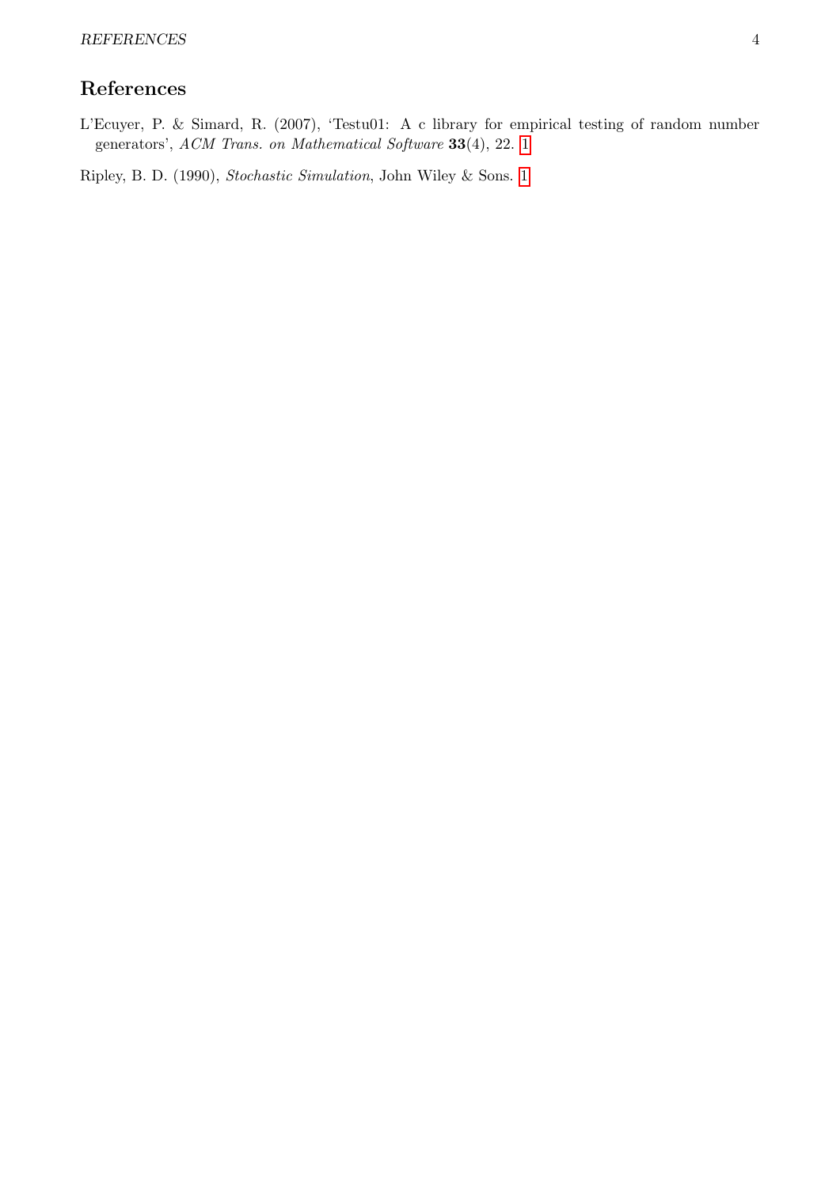## References

L'Ecuyer, P. & Simard, R. (2007), 'Testu01: A c library for empirical testing of random number generators', *ACM Trans. on Mathematical Software* **33**(4), 22. 1

Ripley, B. D. (1990), *Stochastic Simulation*, John Wiley & Sons. 1